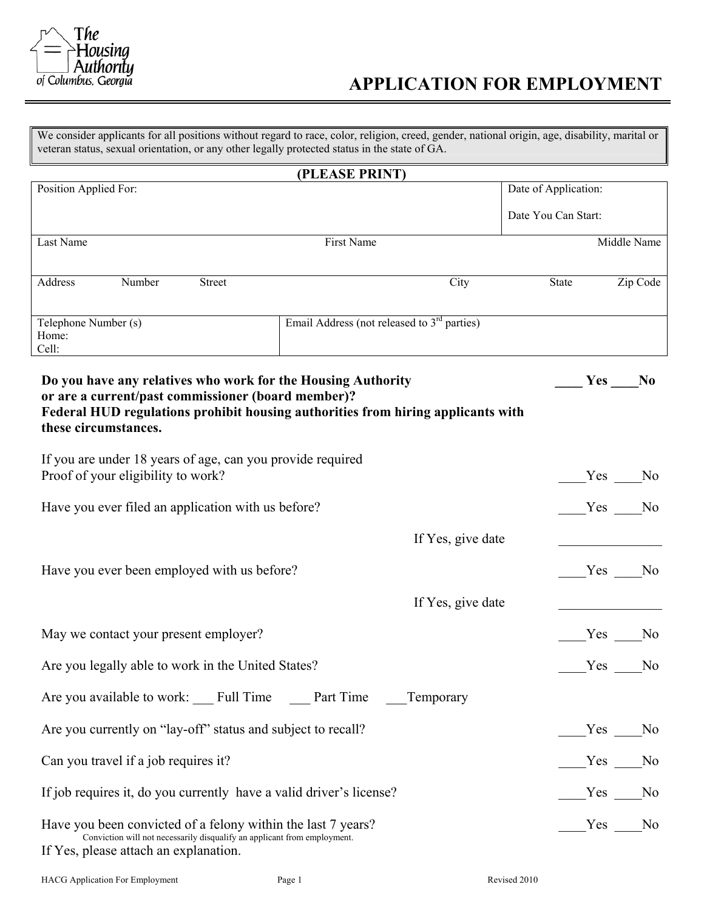The Housing Authority of Columbus, Georgia

# APPLICATION FOR EMPLOYMENT

We consider applicants for all positions without regard to race, color, religion, creed, gender, national origin, age, disability, marital or veteran status, sexual orientation, or any other legally protected status in the state of GA.

**(PLEASE PRINT)**

| Position Applied For: | | | Date of Application:<br><br>Date You Can Start: |
|---|---|---|---|
| Last Name | First Name | | Middle Name |
| Address Number Street | City | State | Zip Code |
| Telephone Number (s)<br>Home:<br>Cell: | Email Address (not released to 3rd parties) | | |

**Do you have any relatives who work for the Housing Authority or are a current/past commissioner (board member)? Federal HUD regulations prohibit housing authorities from hiring applicants with these circumstances.** ____ **Yes** ____ **No**

If you are under 18 years of age, can you provide required Proof of your eligibility to work? ____Yes ____No

Have you ever filed an application with us before? ____Yes ____No

If Yes, give date _______________

Have you ever been employed with us before? ____Yes ____No

If Yes, give date _______________

May we contact your present employer? ____Yes ____No

Are you legally able to work in the United States? ____Yes ____No

Are you available to work: ___ Full Time ___ Part Time ___Temporary

Are you currently on "lay-off" status and subject to recall? ____Yes ____No

Can you travel if a job requires it? ____Yes ____No

If job requires it, do you currently have a valid driver's license? ____Yes ____No

Have you been convicted of a felony within the last 7 years? ____Yes ____No

Conviction will not necessarily disqualify an applicant from employment.

If Yes, please attach an explanation.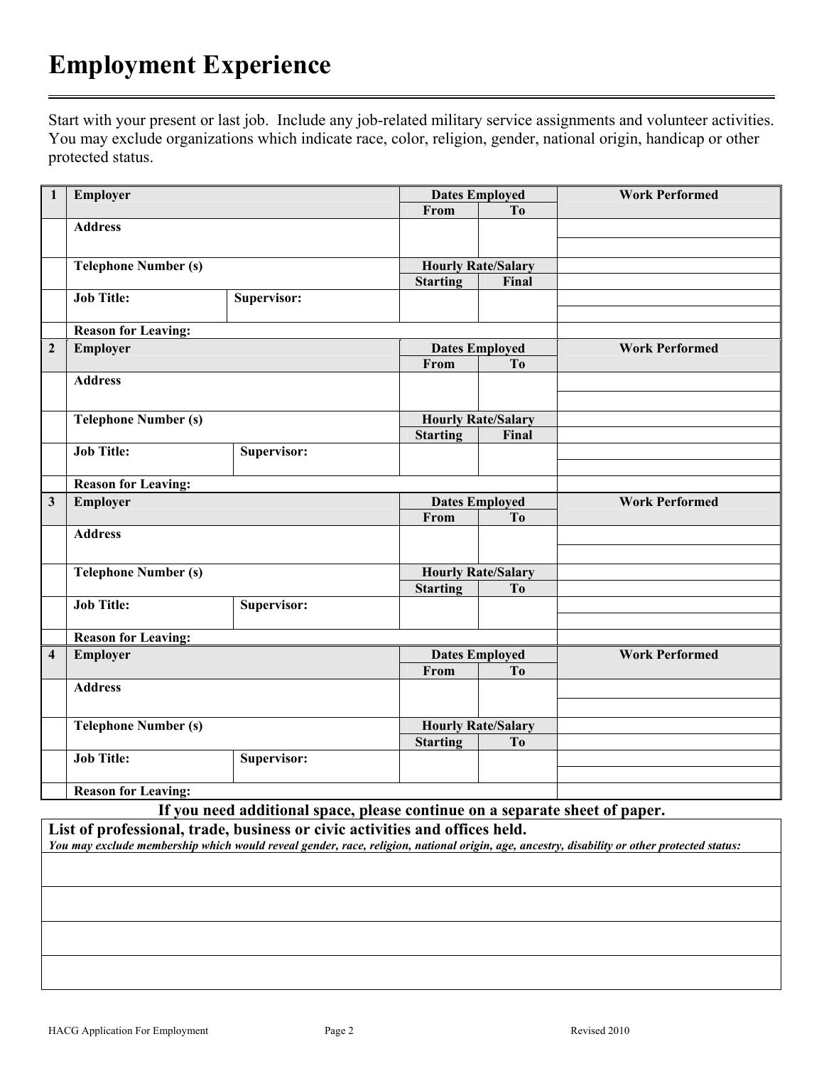# Employment Experience

Start with your present or last job. Include any job-related military service assignments and volunteer activities. You may exclude organizations which indicate race, color, religion, gender, national origin, handicap or other protected status.

| # | Employer | | Dates Employed | | Work Performed |
|---|---|---|---|---|---|
| | | | **From** | **To** | |
| 1 | **Employer** | | | | |
| | **Address** | | | | |
| | **Telephone Number (s)** | | **Hourly Rate/Salary** | | |
| | | | **Starting** | **Final** | |
| | **Job Title:** | **Supervisor:** | | | |
| | **Reason for Leaving:** | | | | |
| 2 | **Employer** | | **Dates Employed** | | **Work Performed** |
| | | | **From** | **To** | |
| | **Address** | | | | |
| | **Telephone Number (s)** | | **Hourly Rate/Salary** | | |
| | | | **Starting** | **Final** | |
| | **Job Title:** | **Supervisor:** | | | |
| | **Reason for Leaving:** | | | | |
| 3 | **Employer** | | **Dates Employed** | | **Work Performed** |
| | | | **From** | **To** | |
| | **Address** | | | | |
| | **Telephone Number (s)** | | **Hourly Rate/Salary** | | |
| | | | **Starting** | **To** | |
| | **Job Title:** | **Supervisor:** | | | |
| | **Reason for Leaving:** | | | | |
| 4 | **Employer** | | **Dates Employed** | | **Work Performed** |
| | | | **From** | **To** | |
| | **Address** | | | | |
| | **Telephone Number (s)** | | **Hourly Rate/Salary** | | |
| | | | **Starting** | **To** | |
| | **Job Title:** | **Supervisor:** | | | |
| | **Reason for Leaving:** | | | | |

**If you need additional space, please continue on a separate sheet of paper.**

| **List of professional, trade, business or civic activities and offices held.** *You may exclude membership which would reveal gender, race, religion, national origin, age, ancestry, disability or other protected status:* |
|---|
| |
| |
| |
| |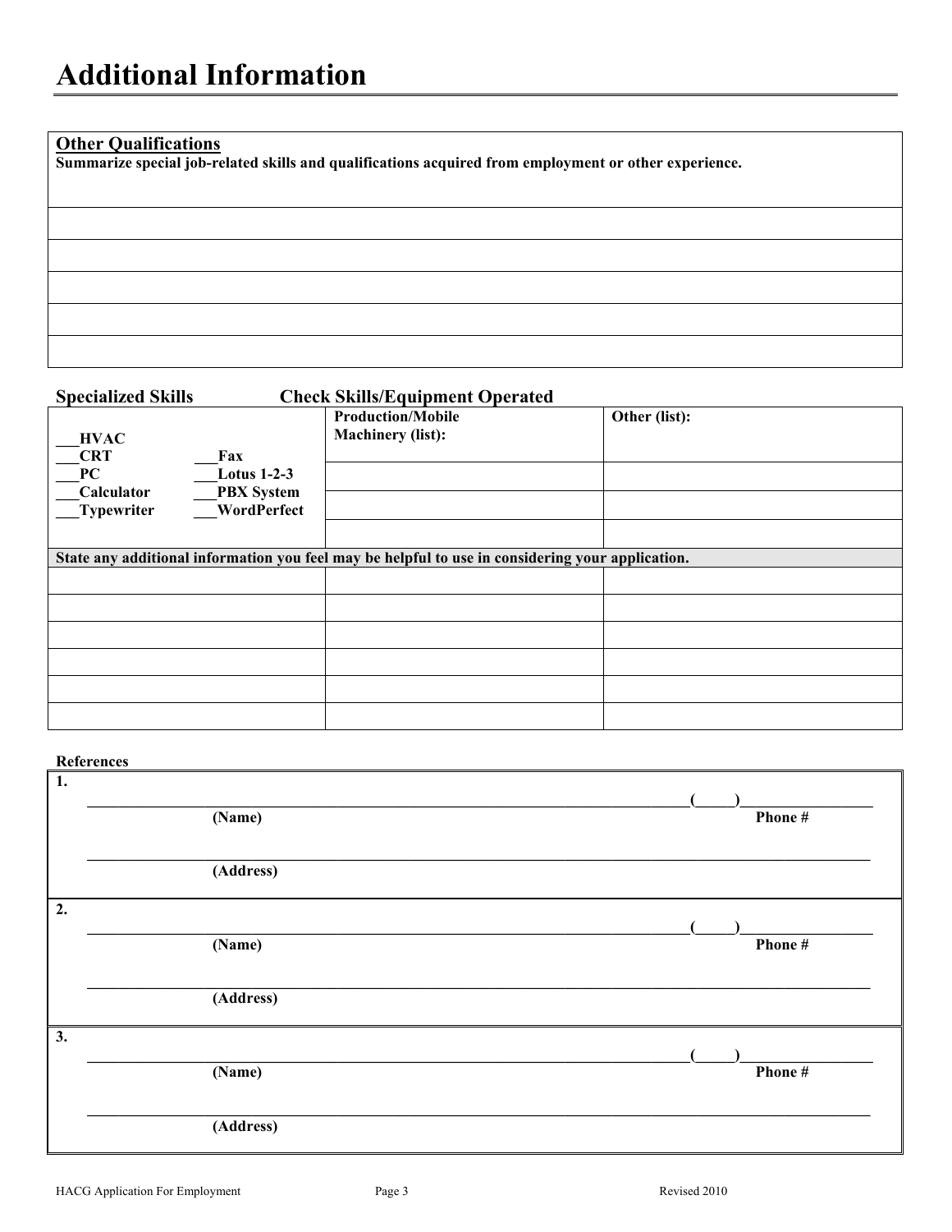# Additional Information

**Other Qualifications**

**Summarize special job-related skills and qualifications acquired from employment or other experience.**

| |
|---|
| |
| |
| |
| |
| |

**Specialized Skills** **Check Skills/Equipment Operated**

| | | Production/Mobile Machinery (list): | Other (list): |
|---|---|---|---|
| ___HVAC | | | |
| ___CRT | ___Fax | | |
| ___PC | ___Lotus 1-2-3 | | |
| ___Calculator | ___PBX System | | |
| ___Typewriter | ___WordPerfect | | |

**State any additional information you feel may be helpful to use in considering your application.**

| | | |
|---|---|---|
| | | |
| | | |
| | | |
| | | |
| | | |
| | | |

**References**

**1.**

________________________________________________ (_____)_______________
**(Name)** **Phone #**

________________________________________________________________
**(Address)**

**2.**

________________________________________________ (_____)_______________
**(Name)** **Phone #**

________________________________________________________________
**(Address)**

**3.**

________________________________________________ (_____)_______________
**(Name)** **Phone #**

________________________________________________________________
**(Address)**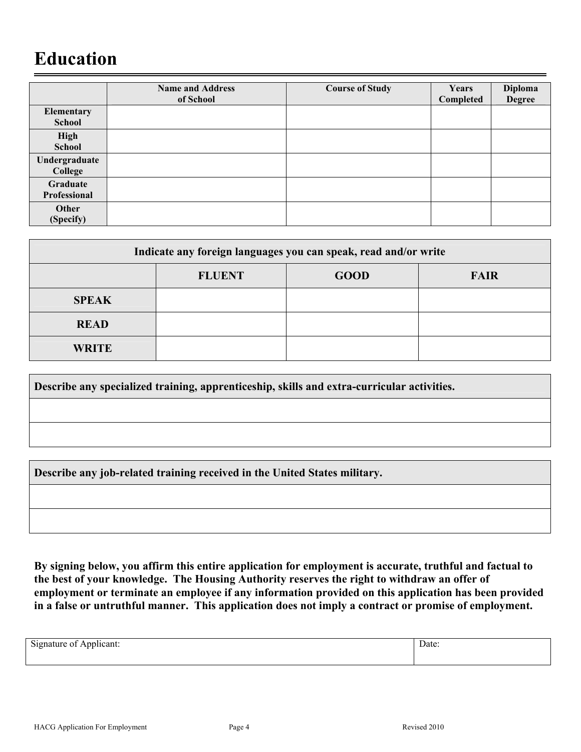# Education

| | Name and Address of School | Course of Study | Years Completed | Diploma Degree |
|---|---|---|---|---|
| Elementary School | | | | |
| High School | | | | |
| Undergraduate College | | | | |
| Graduate Professional | | | | |
| Other (Specify) | | | | |

| Indicate any foreign languages you can speak, read and/or write | | | |
|---|---|---|---|
| | FLUENT | GOOD | FAIR |
| SPEAK | | | |
| READ | | | |
| WRITE | | | |

| Describe any specialized training, apprenticeship, skills and extra-curricular activities. |
|---|
| |
| |

| Describe any job-related training received in the United States military. |
|---|
| |
| |

**By signing below, you affirm this entire application for employment is accurate, truthful and factual to the best of your knowledge. The Housing Authority reserves the right to withdraw an offer of employment or terminate an employee if any information provided on this application has been provided in a false or untruthful manner. This application does not imply a contract or promise of employment.**

| Signature of Applicant: | Date: |
|---|---|